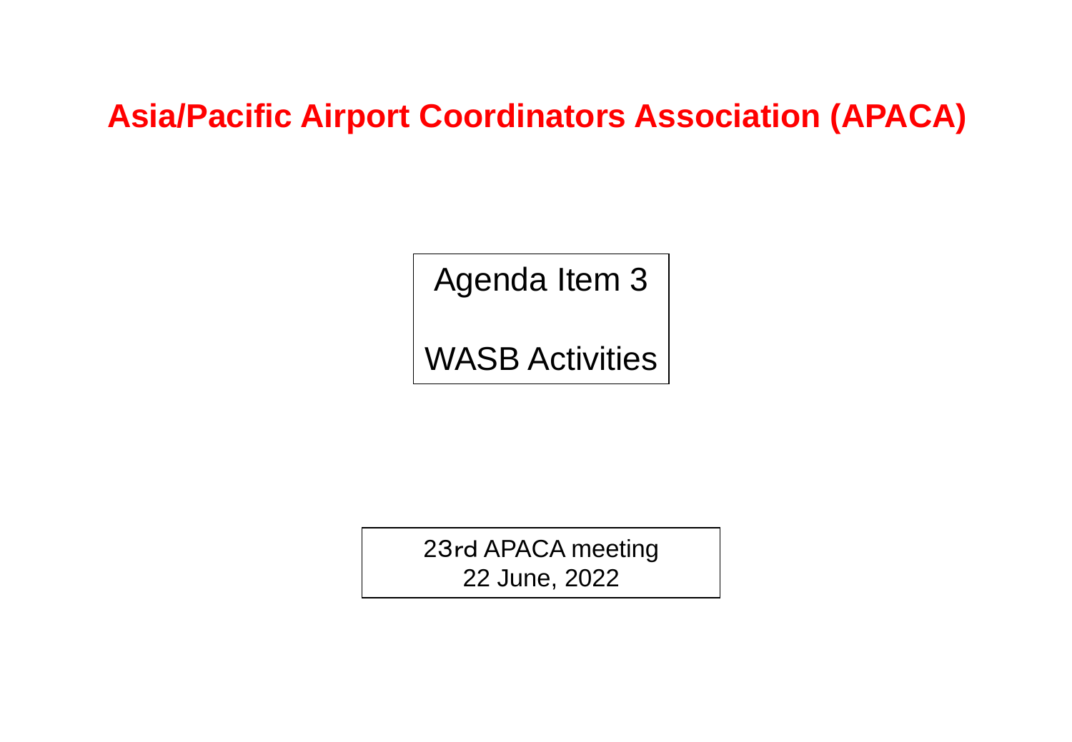# Asia/Pacific Airport Coordinators Association (APACA)

Agenda Item 3

WASB Activities

23rd APACA meeting
22 June, 2022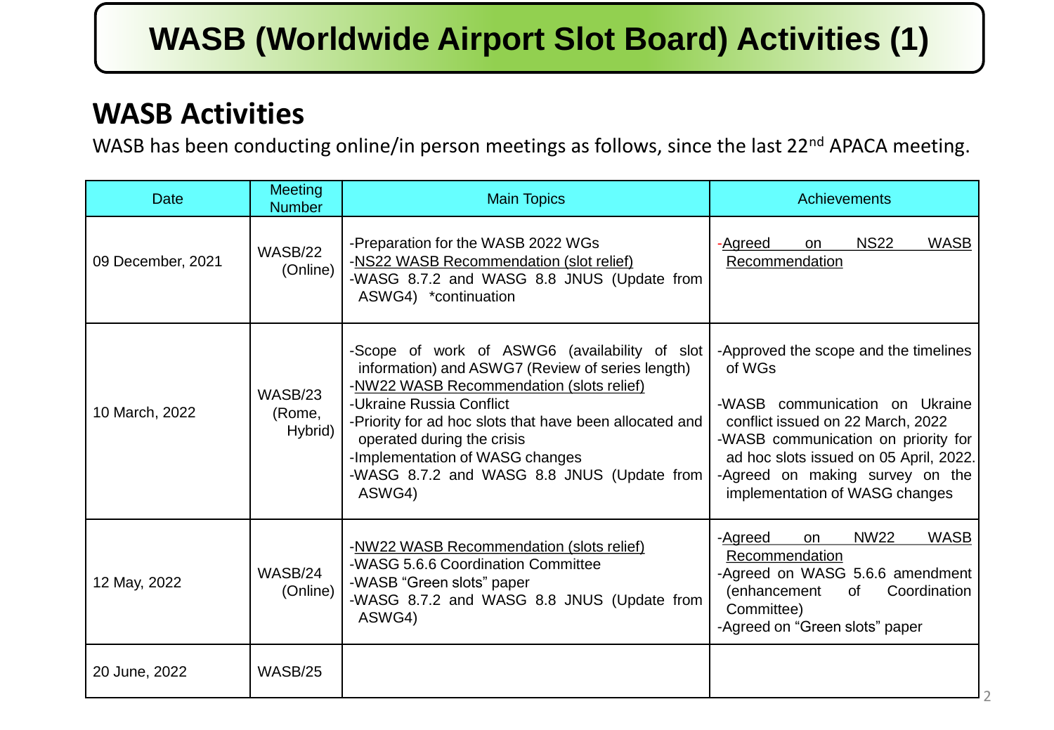# WASB (Worldwide Airport Slot Board) Activities (1)

## WASB Activities

WASB has been conducting online/in person meetings as follows, since the last 22nd APACA meeting.

| Date | Meeting Number | Main Topics | Achievements |
|---|---|---|---|
| 09 December, 2021 | WASB/22 (Online) | -Preparation for the WASB 2022 WGs<br>-NS22 WASB Recommendation (slot relief)<br>-WASG 8.7.2 and WASG 8.8 JNUS (Update from ASWG4) *continuation | -Agreed on NS22 WASB Recommendation |
| 10 March, 2022 | WASB/23 (Rome, Hybrid) | -Scope of work of ASWG6 (availability of slot information) and ASWG7 (Review of series length)<br>-NW22 WASB Recommendation (slots relief)<br>-Ukraine Russia Conflict<br>-Priority for ad hoc slots that have been allocated and operated during the crisis<br>-Implementation of WASG changes<br>-WASG 8.7.2 and WASG 8.8 JNUS (Update from ASWG4) | -Approved the scope and the timelines of WGs<br>-WASB communication on Ukraine conflict issued on 22 March, 2022<br>-WASB communication on priority for ad hoc slots issued on 05 April, 2022.<br>-Agreed on making survey on the implementation of WASG changes |
| 12 May, 2022 | WASB/24 (Online) | -NW22 WASB Recommendation (slots relief)<br>-WASG 5.6.6 Coordination Committee<br>-WASB "Green slots" paper<br>-WASG 8.7.2 and WASG 8.8 JNUS (Update from ASWG4) | -Agreed on NW22 WASB Recommendation<br>-Agreed on WASG 5.6.6 amendment (enhancement of Coordination Committee)<br>-Agreed on "Green slots" paper |
| 20 June, 2022 | WASB/25 | | |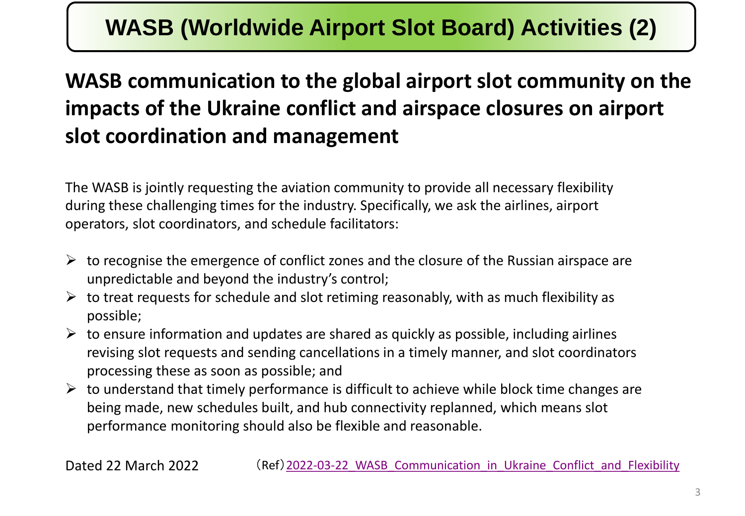# WASB (Worldwide Airport Slot Board) Activities (2)

## WASB communication to the global airport slot community on the impacts of the Ukraine conflict and airspace closures on airport slot coordination and management

The WASB is jointly requesting the aviation community to provide all necessary flexibility during these challenging times for the industry. Specifically, we ask the airlines, airport operators, slot coordinators, and schedule facilitators:

- to recognise the emergence of conflict zones and the closure of the Russian airspace are unpredictable and beyond the industry's control;
- to treat requests for schedule and slot retiming reasonably, with as much flexibility as possible;
- to ensure information and updates are shared as quickly as possible, including airlines revising slot requests and sending cancellations in a timely manner, and slot coordinators processing these as soon as possible; and
- to understand that timely performance is difficult to achieve while block time changes are being made, new schedules built, and hub connectivity replanned, which means slot performance monitoring should also be flexible and reasonable.

Dated 22 March 2022 （Ref）2022-03-22_WASB_Communication_in_Ukraine_Conflict_and_Flexibility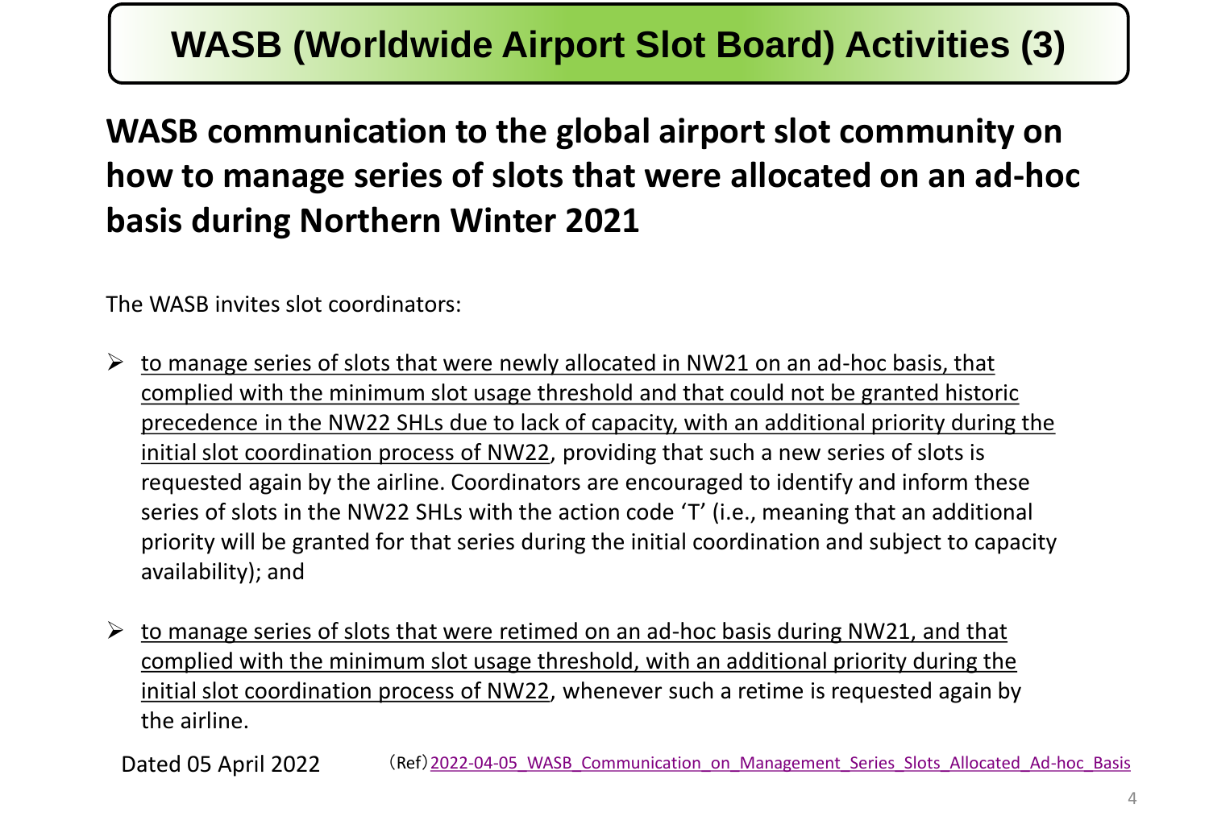# WASB (Worldwide Airport Slot Board) Activities (3)

## WASB communication to the global airport slot community on how to manage series of slots that were allocated on an ad-hoc basis during Northern Winter 2021

The WASB invites slot coordinators:

- to manage series of slots that were newly allocated in NW21 on an ad-hoc basis, that complied with the minimum slot usage threshold and that could not be granted historic precedence in the NW22 SHLs due to lack of capacity, with an additional priority during the initial slot coordination process of NW22, providing that such a new series of slots is requested again by the airline. Coordinators are encouraged to identify and inform these series of slots in the NW22 SHLs with the action code 'T' (i.e., meaning that an additional priority will be granted for that series during the initial coordination and subject to capacity availability); and

- to manage series of slots that were retimed on an ad-hoc basis during NW21, and that complied with the minimum slot usage threshold, with an additional priority during the initial slot coordination process of NW22, whenever such a retime is requested again by the airline.

Dated 05 April 2022 （Ref）2022-04-05_WASB_Communication_on_Management_Series_Slots_Allocated_Ad-hoc_Basis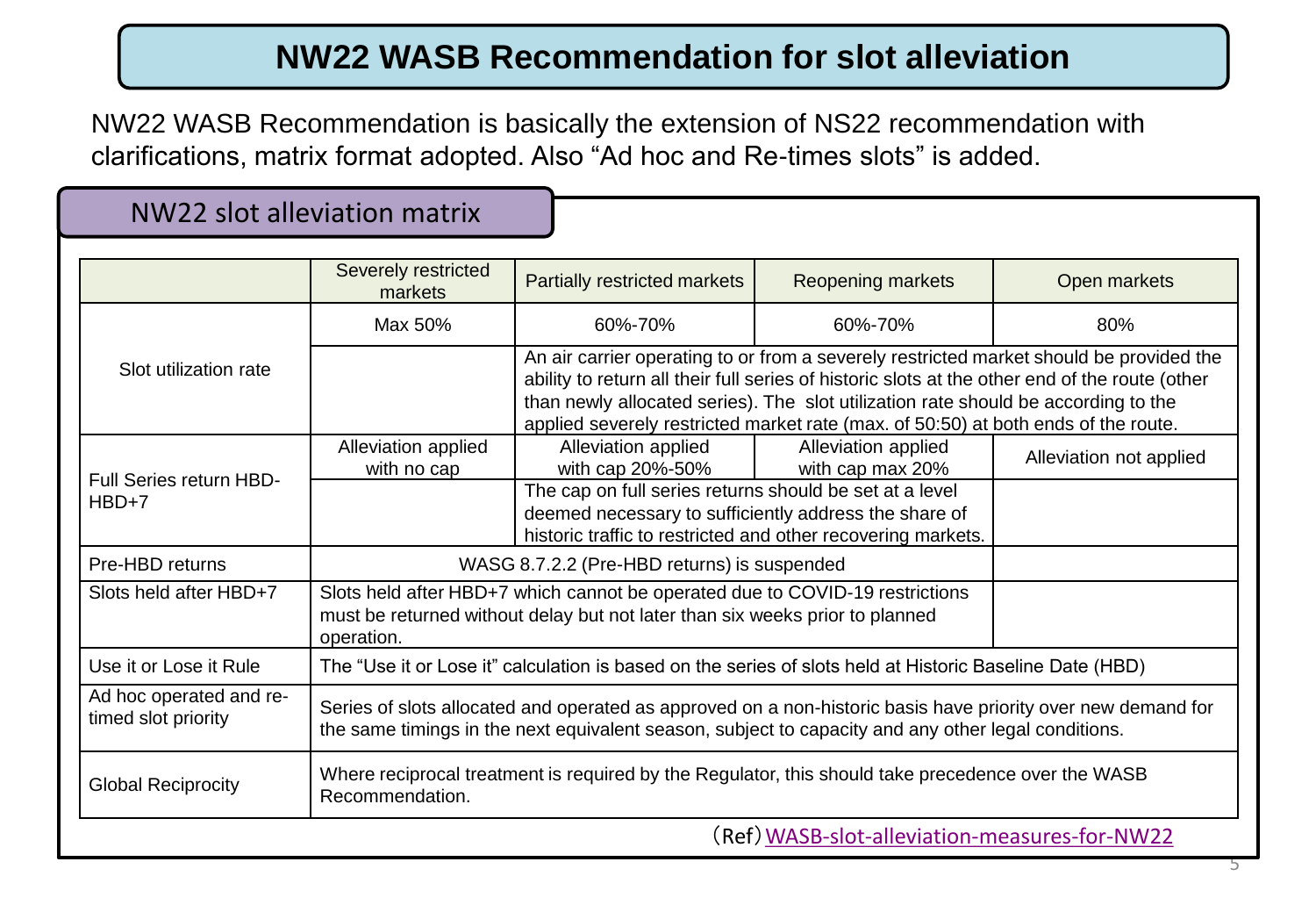# NW22 WASB Recommendation for slot alleviation

NW22 WASB Recommendation is basically the extension of NS22 recommendation with clarifications, matrix format adopted. Also "Ad hoc and Re-times slots" is added.

## NW22 slot alleviation matrix

| | Severely restricted markets | Partially restricted markets | Reopening markets | Open markets |
|---|---|---|---|---|
| Slot utilization rate | Max 50% | 60%-70% | 60%-70% | 80% |
| | | An air carrier operating to or from a severely restricted market should be provided the ability to return all their full series of historic slots at the other end of the route (other than newly allocated series). The slot utilization rate should be according to the applied severely restricted market rate (max. of 50:50) at both ends of the route. | | |
| Full Series return HBD-HBD+7 | Alleviation applied with no cap | Alleviation applied with cap 20%-50% | Alleviation applied with cap max 20% | Alleviation not applied |
| | | The cap on full series returns should be set at a level deemed necessary to sufficiently address the share of historic traffic to restricted and other recovering markets. | | |
| Pre-HBD returns | WASG 8.7.2.2 (Pre-HBD returns) is suspended | | | |
| Slots held after HBD+7 | Slots held after HBD+7 which cannot be operated due to COVID-19 restrictions must be returned without delay but not later than six weeks prior to planned operation. | | | |
| Use it or Lose it Rule | The "Use it or Lose it" calculation is based on the series of slots held at Historic Baseline Date (HBD) | | | |
| Ad hoc operated and re-timed slot priority | Series of slots allocated and operated as approved on a non-historic basis have priority over new demand for the same timings in the next equivalent season, subject to capacity and any other legal conditions. | | | |
| Global Reciprocity | Where reciprocal treatment is required by the Regulator, this should take precedence over the WASB Recommendation. | | | |

（Ref）WASB-slot-alleviation-measures-for-NW22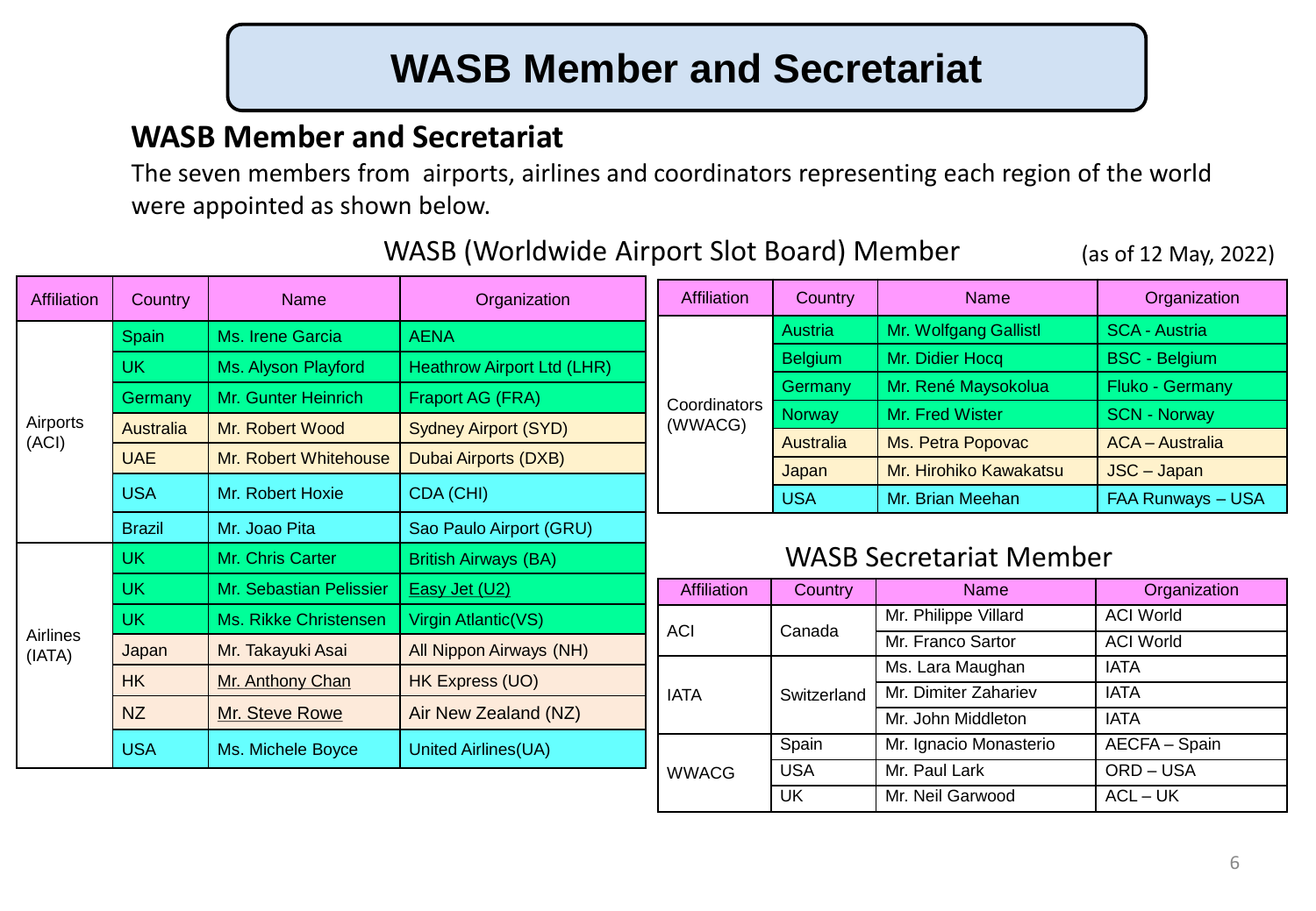# WASB Member and Secretariat

## WASB Member and Secretariat

The seven members from airports, airlines and coordinators representing each region of the world were appointed as shown below.

### WASB (Worldwide Airport Slot Board) Member

(as of 12 May, 2022)

| Affiliation | Country | Name | Organization |
|---|---|---|---|
| Airports (ACI) | Spain | Ms. Irene Garcia | AENA |
| | UK | Ms. Alyson Playford | Heathrow Airport Ltd (LHR) |
| | Germany | Mr. Gunter Heinrich | Fraport AG (FRA) |
| | Australia | Mr. Robert Wood | Sydney Airport (SYD) |
| | UAE | Mr. Robert Whitehouse | Dubai Airports (DXB) |
| | USA | Mr. Robert Hoxie | CDA (CHI) |
| | Brazil | Mr. Joao Pita | Sao Paulo Airport (GRU) |
| Airlines (IATA) | UK | Mr. Chris Carter | British Airways (BA) |
| | UK | Mr. Sebastian Pelissier | Easy Jet (U2) |
| | UK | Ms. Rikke Christensen | Virgin Atlantic(VS) |
| | Japan | Mr. Takayuki Asai | All Nippon Airways (NH) |
| | HK | Mr. Anthony Chan | HK Express (UO) |
| | NZ | Mr. Steve Rowe | Air New Zealand (NZ) |
| | USA | Ms. Michele Boyce | United Airlines(UA) |

| Affiliation | Country | Name | Organization |
|---|---|---|---|
| Coordinators (WWACG) | Austria | Mr. Wolfgang Gallistl | SCA - Austria |
| | Belgium | Mr. Didier Hocq | BSC - Belgium |
| | Germany | Mr. René Maysokolua | Fluko - Germany |
| | Norway | Mr. Fred Wister | SCN - Norway |
| | Australia | Ms. Petra Popovac | ACA – Australia |
| | Japan | Mr. Hirohiko Kawakatsu | JSC – Japan |
| | USA | Mr. Brian Meehan | FAA Runways – USA |

### WASB Secretariat Member

| Affiliation | Country | Name | Organization |
|---|---|---|---|
| ACI | Canada | Mr. Philippe Villard | ACI World |
| | | Mr. Franco Sartor | ACI World |
| IATA | Switzerland | Ms. Lara Maughan | IATA |
| | | Mr. Dimiter Zahariev | IATA |
| | | Mr. John Middleton | IATA |
| WWACG | Spain | Mr. Ignacio Monasterio | AECFA – Spain |
| | USA | Mr. Paul Lark | ORD – USA |
| | UK | Mr. Neil Garwood | ACL – UK |